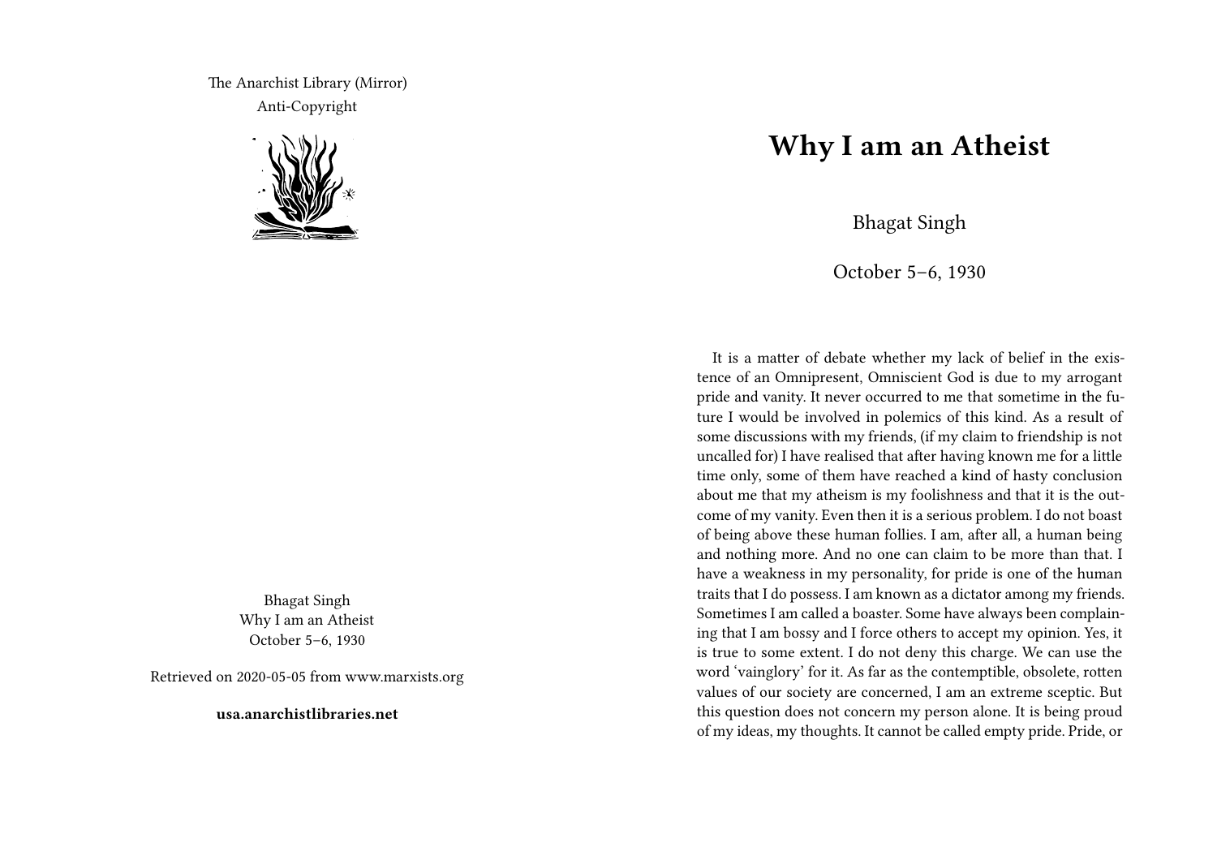The Anarchist Library (Mirror)
Anti-Copyright

Bhagat Singh
Why I am an Atheist
October 5–6, 1930

Retrieved on 2020-05-05 from www.marxists.org

**usa.anarchistlibraries.net**

# Why I am an Atheist

Bhagat Singh

October 5–6, 1930

It is a matter of debate whether my lack of belief in the existence of an Omnipresent, Omniscient God is due to my arrogant pride and vanity. It never occurred to me that sometime in the future I would be involved in polemics of this kind. As a result of some discussions with my friends, (if my claim to friendship is not uncalled for) I have realised that after having known me for a little time only, some of them have reached a kind of hasty conclusion about me that my atheism is my foolishness and that it is the outcome of my vanity. Even then it is a serious problem. I do not boast of being above these human follies. I am, after all, a human being and nothing more. And no one can claim to be more than that. I have a weakness in my personality, for pride is one of the human traits that I do possess. I am known as a dictator among my friends. Sometimes I am called a boaster. Some have always been complaining that I am bossy and I force others to accept my opinion. Yes, it is true to some extent. I do not deny this charge. We can use the word 'vainglory' for it. As far as the contemptible, obsolete, rotten values of our society are concerned, I am an extreme sceptic. But this question does not concern my person alone. It is being proud of my ideas, my thoughts. It cannot be called empty pride. Pride, or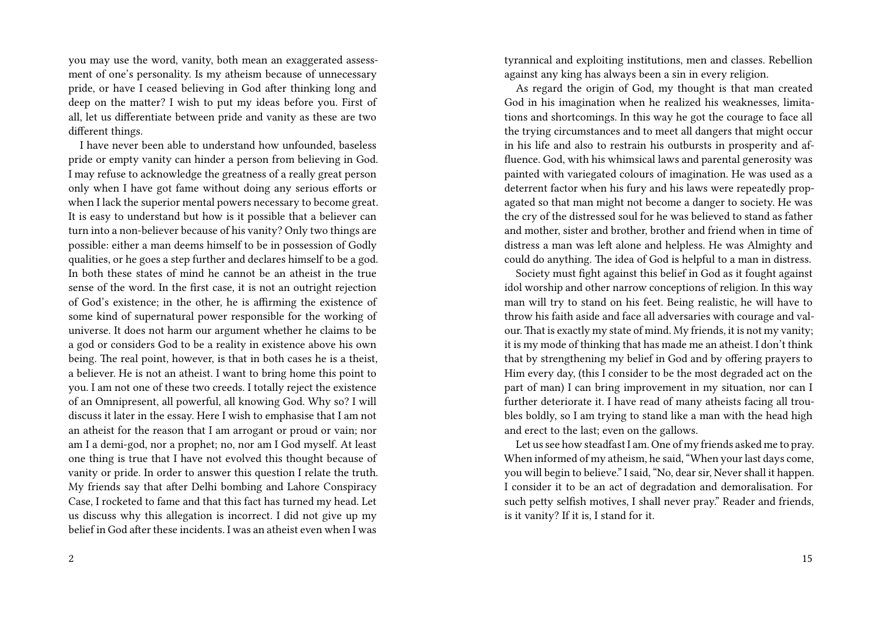you may use the word, vanity, both mean an exaggerated assessment of one's personality. Is my atheism because of unnecessary pride, or have I ceased believing in God after thinking long and deep on the matter? I wish to put my ideas before you. First of all, let us differentiate between pride and vanity as these are two different things.

I have never been able to understand how unfounded, baseless pride or empty vanity can hinder a person from believing in God. I may refuse to acknowledge the greatness of a really great person only when I have got fame without doing any serious efforts or when I lack the superior mental powers necessary to become great. It is easy to understand but how is it possible that a believer can turn into a non-believer because of his vanity? Only two things are possible: either a man deems himself to be in possession of Godly qualities, or he goes a step further and declares himself to be a god. In both these states of mind he cannot be an atheist in the true sense of the word. In the first case, it is not an outright rejection of God's existence; in the other, he is affirming the existence of some kind of supernatural power responsible for the working of universe. It does not harm our argument whether he claims to be a god or considers God to be a reality in existence above his own being. The real point, however, is that in both cases he is a theist, a believer. He is not an atheist. I want to bring home this point to you. I am not one of these two creeds. I totally reject the existence of an Omnipresent, all powerful, all knowing God. Why so? I will discuss it later in the essay. Here I wish to emphasise that I am not an atheist for the reason that I am arrogant or proud or vain; nor am I a demi-god, nor a prophet; no, nor am I God myself. At least one thing is true that I have not evolved this thought because of vanity or pride. In order to answer this question I relate the truth. My friends say that after Delhi bombing and Lahore Conspiracy Case, I rocketed to fame and that this fact has turned my head. Let us discuss why this allegation is incorrect. I did not give up my belief in God after these incidents. I was an atheist even when I was

tyrannical and exploiting institutions, men and classes. Rebellion against any king has always been a sin in every religion.

As regard the origin of God, my thought is that man created God in his imagination when he realized his weaknesses, limitations and shortcomings. In this way he got the courage to face all the trying circumstances and to meet all dangers that might occur in his life and also to restrain his outbursts in prosperity and affluence. God, with his whimsical laws and parental generosity was painted with variegated colours of imagination. He was used as a deterrent factor when his fury and his laws were repeatedly propagated so that man might not become a danger to society. He was the cry of the distressed soul for he was believed to stand as father and mother, sister and brother, brother and friend when in time of distress a man was left alone and helpless. He was Almighty and could do anything. The idea of God is helpful to a man in distress.

Society must fight against this belief in God as it fought against idol worship and other narrow conceptions of religion. In this way man will try to stand on his feet. Being realistic, he will have to throw his faith aside and face all adversaries with courage and valour. That is exactly my state of mind. My friends, it is not my vanity; it is my mode of thinking that has made me an atheist. I don't think that by strengthening my belief in God and by offering prayers to Him every day, (this I consider to be the most degraded act on the part of man) I can bring improvement in my situation, nor can I further deteriorate it. I have read of many atheists facing all troubles boldly, so I am trying to stand like a man with the head high and erect to the last; even on the gallows.

Let us see how steadfast I am. One of my friends asked me to pray. When informed of my atheism, he said, "When your last days come, you will begin to believe." I said, "No, dear sir, Never shall it happen. I consider it to be an act of degradation and demoralisation. For such petty selfish motives, I shall never pray." Reader and friends, is it vanity? If it is, I stand for it.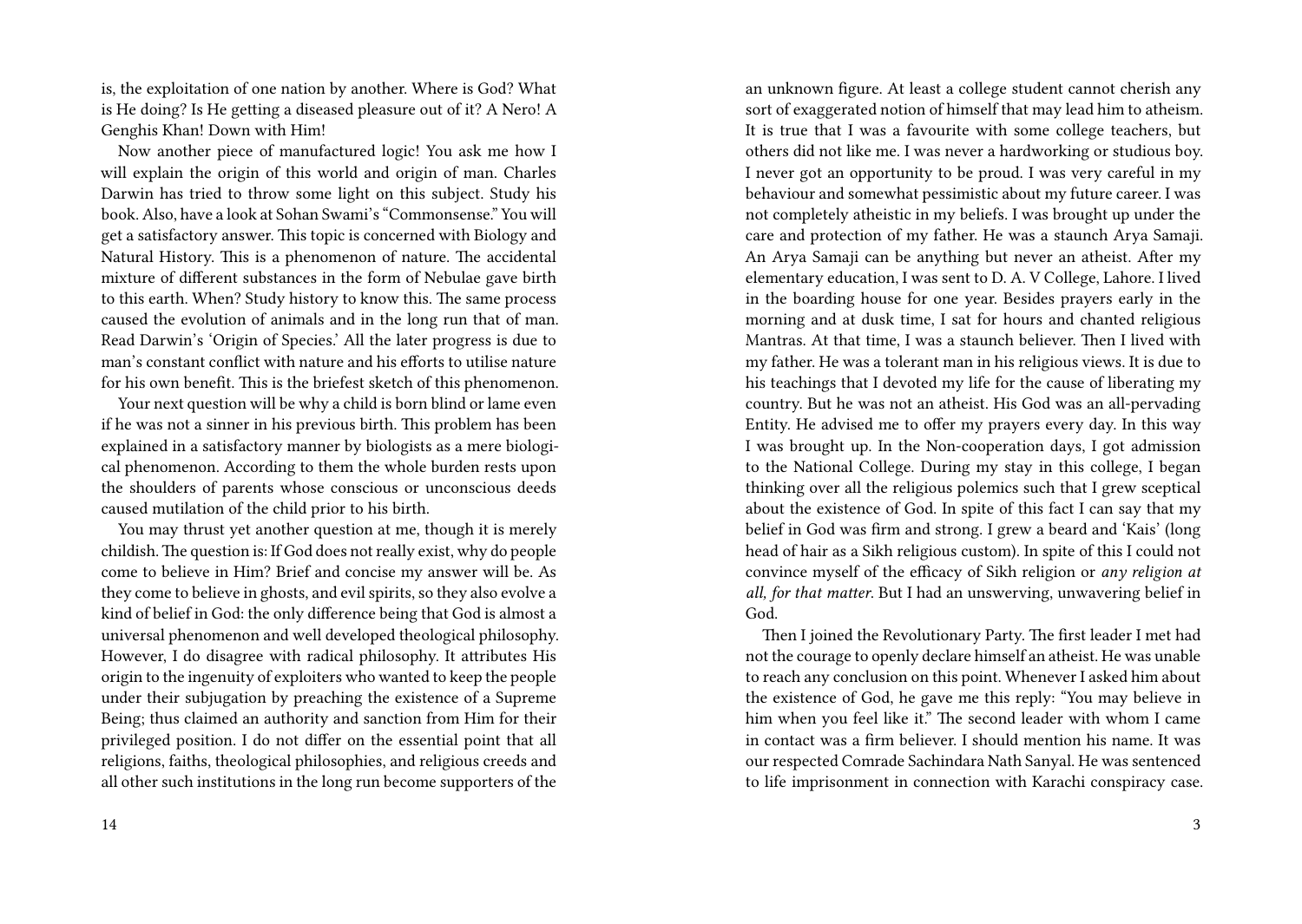is, the exploitation of one nation by another. Where is God? What is He doing? Is He getting a diseased pleasure out of it? A Nero! A Genghis Khan! Down with Him!

Now another piece of manufactured logic! You ask me how I will explain the origin of this world and origin of man. Charles Darwin has tried to throw some light on this subject. Study his book. Also, have a look at Sohan Swami's "Commonsense." You will get a satisfactory answer. This topic is concerned with Biology and Natural History. This is a phenomenon of nature. The accidental mixture of different substances in the form of Nebulae gave birth to this earth. When? Study history to know this. The same process caused the evolution of animals and in the long run that of man. Read Darwin's 'Origin of Species.' All the later progress is due to man's constant conflict with nature and his efforts to utilise nature for his own benefit. This is the briefest sketch of this phenomenon.

Your next question will be why a child is born blind or lame even if he was not a sinner in his previous birth. This problem has been explained in a satisfactory manner by biologists as a mere biological phenomenon. According to them the whole burden rests upon the shoulders of parents whose conscious or unconscious deeds caused mutilation of the child prior to his birth.

You may thrust yet another question at me, though it is merely childish. The question is: If God does not really exist, why do people come to believe in Him? Brief and concise my answer will be. As they come to believe in ghosts, and evil spirits, so they also evolve a kind of belief in God: the only difference being that God is almost a universal phenomenon and well developed theological philosophy. However, I do disagree with radical philosophy. It attributes His origin to the ingenuity of exploiters who wanted to keep the people under their subjugation by preaching the existence of a Supreme Being; thus claimed an authority and sanction from Him for their privileged position. I do not differ on the essential point that all religions, faiths, theological philosophies, and religious creeds and all other such institutions in the long run become supporters of the

an unknown figure. At least a college student cannot cherish any sort of exaggerated notion of himself that may lead him to atheism. It is true that I was a favourite with some college teachers, but others did not like me. I was never a hardworking or studious boy. I never got an opportunity to be proud. I was very careful in my behaviour and somewhat pessimistic about my future career. I was not completely atheistic in my beliefs. I was brought up under the care and protection of my father. He was a staunch Arya Samaji. An Arya Samaji can be anything but never an atheist. After my elementary education, I was sent to D. A. V College, Lahore. I lived in the boarding house for one year. Besides prayers early in the morning and at dusk time, I sat for hours and chanted religious Mantras. At that time, I was a staunch believer. Then I lived with my father. He was a tolerant man in his religious views. It is due to his teachings that I devoted my life for the cause of liberating my country. But he was not an atheist. His God was an all-pervading Entity. He advised me to offer my prayers every day. In this way I was brought up. In the Non-cooperation days, I got admission to the National College. During my stay in this college, I began thinking over all the religious polemics such that I grew sceptical about the existence of God. In spite of this fact I can say that my belief in God was firm and strong. I grew a beard and 'Kais' (long head of hair as a Sikh religious custom). In spite of this I could not convince myself of the efficacy of Sikh religion or *any religion at all, for that matter*. But I had an unswerving, unwavering belief in God.

Then I joined the Revolutionary Party. The first leader I met had not the courage to openly declare himself an atheist. He was unable to reach any conclusion on this point. Whenever I asked him about the existence of God, he gave me this reply: "You may believe in him when you feel like it." The second leader with whom I came in contact was a firm believer. I should mention his name. It was our respected Comrade Sachindara Nath Sanyal. He was sentenced to life imprisonment in connection with Karachi conspiracy case.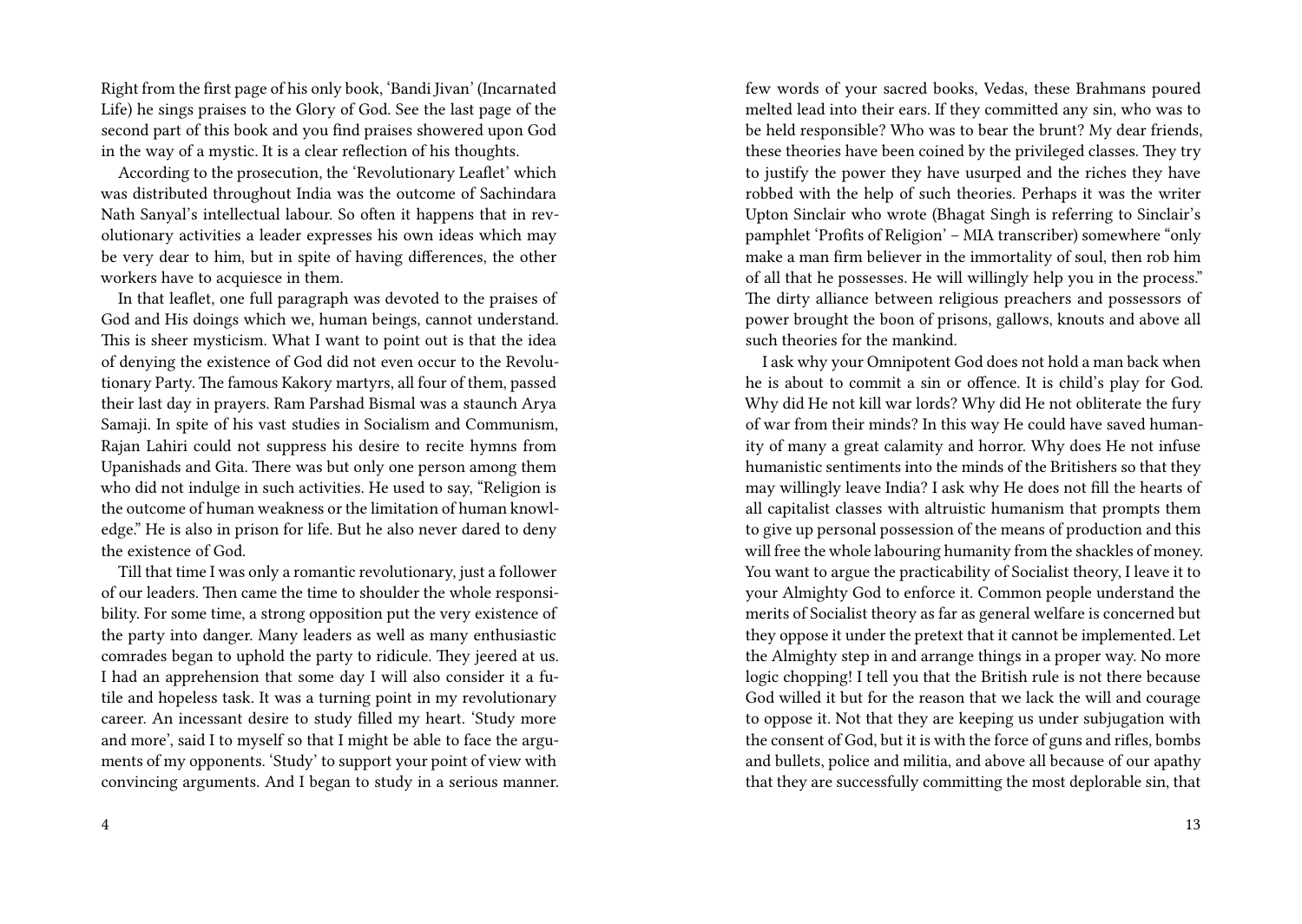Right from the first page of his only book, 'Bandi Jivan' (Incarnated Life) he sings praises to the Glory of God. See the last page of the second part of this book and you find praises showered upon God in the way of a mystic. It is a clear reflection of his thoughts.

According to the prosecution, the 'Revolutionary Leaflet' which was distributed throughout India was the outcome of Sachindara Nath Sanyal's intellectual labour. So often it happens that in revolutionary activities a leader expresses his own ideas which may be very dear to him, but in spite of having differences, the other workers have to acquiesce in them.

In that leaflet, one full paragraph was devoted to the praises of God and His doings which we, human beings, cannot understand. This is sheer mysticism. What I want to point out is that the idea of denying the existence of God did not even occur to the Revolutionary Party. The famous Kakory martyrs, all four of them, passed their last day in prayers. Ram Parshad Bismal was a staunch Arya Samaji. In spite of his vast studies in Socialism and Communism, Rajan Lahiri could not suppress his desire to recite hymns from Upanishads and Gita. There was but only one person among them who did not indulge in such activities. He used to say, "Religion is the outcome of human weakness or the limitation of human knowledge." He is also in prison for life. But he also never dared to deny the existence of God.

Till that time I was only a romantic revolutionary, just a follower of our leaders. Then came the time to shoulder the whole responsibility. For some time, a strong opposition put the very existence of the party into danger. Many leaders as well as many enthusiastic comrades began to uphold the party to ridicule. They jeered at us. I had an apprehension that some day I will also consider it a futile and hopeless task. It was a turning point in my revolutionary career. An incessant desire to study filled my heart. 'Study more and more', said I to myself so that I might be able to face the arguments of my opponents. 'Study' to support your point of view with convincing arguments. And I began to study in a serious manner.

few words of your sacred books, Vedas, these Brahmans poured melted lead into their ears. If they committed any sin, who was to be held responsible? Who was to bear the brunt? My dear friends, these theories have been coined by the privileged classes. They try to justify the power they have usurped and the riches they have robbed with the help of such theories. Perhaps it was the writer Upton Sinclair who wrote (Bhagat Singh is referring to Sinclair's pamphlet 'Profits of Religion' – MIA transcriber) somewhere "only make a man firm believer in the immortality of soul, then rob him of all that he possesses. He will willingly help you in the process." The dirty alliance between religious preachers and possessors of power brought the boon of prisons, gallows, knouts and above all such theories for the mankind.

I ask why your Omnipotent God does not hold a man back when he is about to commit a sin or offence. It is child's play for God. Why did He not kill war lords? Why did He not obliterate the fury of war from their minds? In this way He could have saved humanity of many a great calamity and horror. Why does He not infuse humanistic sentiments into the minds of the Britishers so that they may willingly leave India? I ask why He does not fill the hearts of all capitalist classes with altruistic humanism that prompts them to give up personal possession of the means of production and this will free the whole labouring humanity from the shackles of money. You want to argue the practicability of Socialist theory, I leave it to your Almighty God to enforce it. Common people understand the merits of Socialist theory as far as general welfare is concerned but they oppose it under the pretext that it cannot be implemented. Let the Almighty step in and arrange things in a proper way. No more logic chopping! I tell you that the British rule is not there because God willed it but for the reason that we lack the will and courage to oppose it. Not that they are keeping us under subjugation with the consent of God, but it is with the force of guns and rifles, bombs and bullets, police and militia, and above all because of our apathy that they are successfully committing the most deplorable sin, that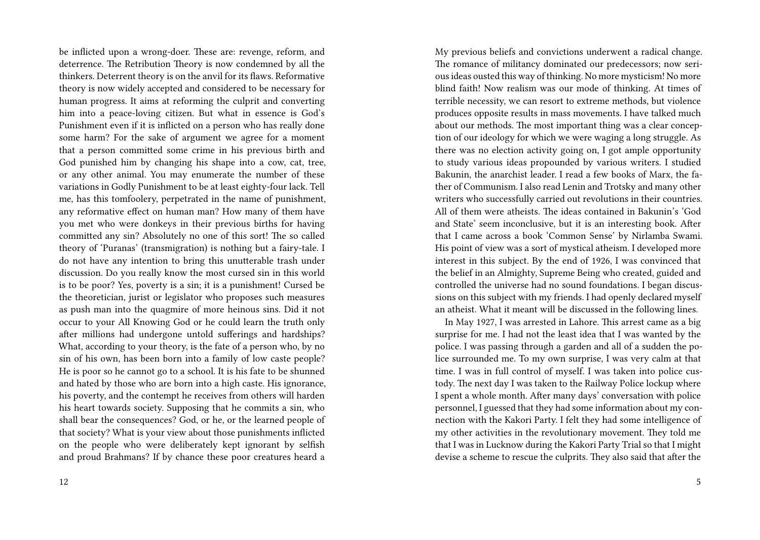be inflicted upon a wrong-doer. These are: revenge, reform, and deterrence. The Retribution Theory is now condemned by all the thinkers. Deterrent theory is on the anvil for its flaws. Reformative theory is now widely accepted and considered to be necessary for human progress. It aims at reforming the culprit and converting him into a peace-loving citizen. But what in essence is God's Punishment even if it is inflicted on a person who has really done some harm? For the sake of argument we agree for a moment that a person committed some crime in his previous birth and God punished him by changing his shape into a cow, cat, tree, or any other animal. You may enumerate the number of these variations in Godly Punishment to be at least eighty-four lack. Tell me, has this tomfoolery, perpetrated in the name of punishment, any reformative effect on human man? How many of them have you met who were donkeys in their previous births for having committed any sin? Absolutely no one of this sort! The so called theory of 'Puranas' (transmigration) is nothing but a fairy-tale. I do not have any intention to bring this unutterable trash under discussion. Do you really know the most cursed sin in this world is to be poor? Yes, poverty is a sin; it is a punishment! Cursed be the theoretician, jurist or legislator who proposes such measures as push man into the quagmire of more heinous sins. Did it not occur to your All Knowing God or he could learn the truth only after millions had undergone untold sufferings and hardships? What, according to your theory, is the fate of a person who, by no sin of his own, has been born into a family of low caste people? He is poor so he cannot go to a school. It is his fate to be shunned and hated by those who are born into a high caste. His ignorance, his poverty, and the contempt he receives from others will harden his heart towards society. Supposing that he commits a sin, who shall bear the consequences? God, or he, or the learned people of that society? What is your view about those punishments inflicted on the people who were deliberately kept ignorant by selfish and proud Brahmans? If by chance these poor creatures heard a

My previous beliefs and convictions underwent a radical change. The romance of militancy dominated our predecessors; now serious ideas ousted this way of thinking. No more mysticism! No more blind faith! Now realism was our mode of thinking. At times of terrible necessity, we can resort to extreme methods, but violence produces opposite results in mass movements. I have talked much about our methods. The most important thing was a clear conception of our ideology for which we were waging a long struggle. As there was no election activity going on, I got ample opportunity to study various ideas propounded by various writers. I studied Bakunin, the anarchist leader. I read a few books of Marx, the father of Communism. I also read Lenin and Trotsky and many other writers who successfully carried out revolutions in their countries. All of them were atheists. The ideas contained in Bakunin's 'God and State' seem inconclusive, but it is an interesting book. After that I came across a book 'Common Sense' by Nirlamba Swami. His point of view was a sort of mystical atheism. I developed more interest in this subject. By the end of 1926, I was convinced that the belief in an Almighty, Supreme Being who created, guided and controlled the universe had no sound foundations. I began discussions on this subject with my friends. I had openly declared myself an atheist. What it meant will be discussed in the following lines.

In May 1927, I was arrested in Lahore. This arrest came as a big surprise for me. I had not the least idea that I was wanted by the police. I was passing through a garden and all of a sudden the police surrounded me. To my own surprise, I was very calm at that time. I was in full control of myself. I was taken into police custody. The next day I was taken to the Railway Police lockup where I spent a whole month. After many days' conversation with police personnel, I guessed that they had some information about my connection with the Kakori Party. I felt they had some intelligence of my other activities in the revolutionary movement. They told me that I was in Lucknow during the Kakori Party Trial so that I might devise a scheme to rescue the culprits. They also said that after the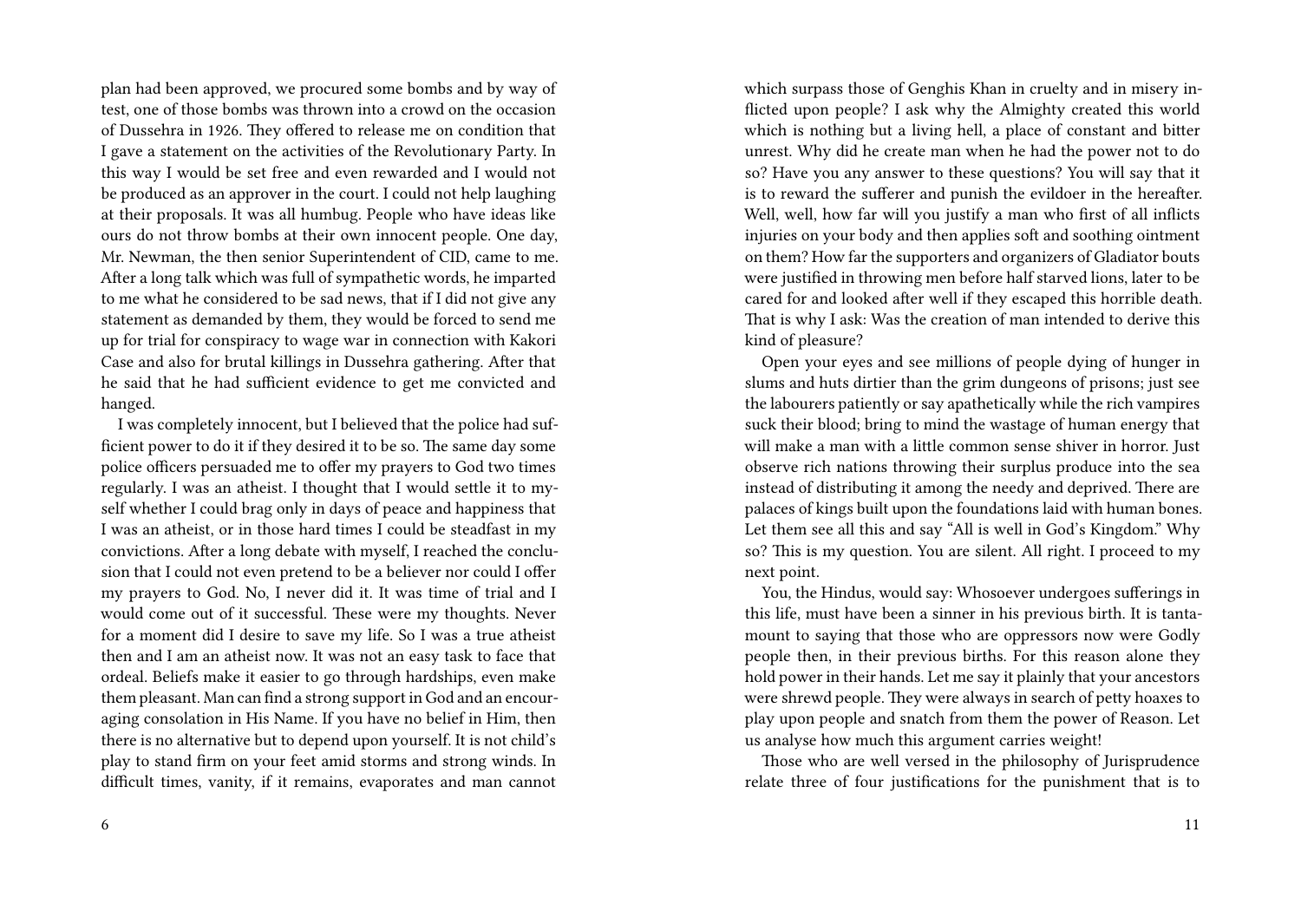plan had been approved, we procured some bombs and by way of test, one of those bombs was thrown into a crowd on the occasion of Dussehra in 1926. They offered to release me on condition that I gave a statement on the activities of the Revolutionary Party. In this way I would be set free and even rewarded and I would not be produced as an approver in the court. I could not help laughing at their proposals. It was all humbug. People who have ideas like ours do not throw bombs at their own innocent people. One day, Mr. Newman, the then senior Superintendent of CID, came to me. After a long talk which was full of sympathetic words, he imparted to me what he considered to be sad news, that if I did not give any statement as demanded by them, they would be forced to send me up for trial for conspiracy to wage war in connection with Kakori Case and also for brutal killings in Dussehra gathering. After that he said that he had sufficient evidence to get me convicted and hanged.

I was completely innocent, but I believed that the police had sufficient power to do it if they desired it to be so. The same day some police officers persuaded me to offer my prayers to God two times regularly. I was an atheist. I thought that I would settle it to myself whether I could brag only in days of peace and happiness that I was an atheist, or in those hard times I could be steadfast in my convictions. After a long debate with myself, I reached the conclusion that I could not even pretend to be a believer nor could I offer my prayers to God. No, I never did it. It was time of trial and I would come out of it successful. These were my thoughts. Never for a moment did I desire to save my life. So I was a true atheist then and I am an atheist now. It was not an easy task to face that ordeal. Beliefs make it easier to go through hardships, even make them pleasant. Man can find a strong support in God and an encouraging consolation in His Name. If you have no belief in Him, then there is no alternative but to depend upon yourself. It is not child's play to stand firm on your feet amid storms and strong winds. In difficult times, vanity, if it remains, evaporates and man cannot

which surpass those of Genghis Khan in cruelty and in misery inflicted upon people? I ask why the Almighty created this world which is nothing but a living hell, a place of constant and bitter unrest. Why did he create man when he had the power not to do so? Have you any answer to these questions? You will say that it is to reward the sufferer and punish the evildoer in the hereafter. Well, well, how far will you justify a man who first of all inflicts injuries on your body and then applies soft and soothing ointment on them? How far the supporters and organizers of Gladiator bouts were justified in throwing men before half starved lions, later to be cared for and looked after well if they escaped this horrible death. That is why I ask: Was the creation of man intended to derive this kind of pleasure?

Open your eyes and see millions of people dying of hunger in slums and huts dirtier than the grim dungeons of prisons; just see the labourers patiently or say apathetically while the rich vampires suck their blood; bring to mind the wastage of human energy that will make a man with a little common sense shiver in horror. Just observe rich nations throwing their surplus produce into the sea instead of distributing it among the needy and deprived. There are palaces of kings built upon the foundations laid with human bones. Let them see all this and say "All is well in God's Kingdom." Why so? This is my question. You are silent. All right. I proceed to my next point.

You, the Hindus, would say: Whosoever undergoes sufferings in this life, must have been a sinner in his previous birth. It is tantamount to saying that those who are oppressors now were Godly people then, in their previous births. For this reason alone they hold power in their hands. Let me say it plainly that your ancestors were shrewd people. They were always in search of petty hoaxes to play upon people and snatch from them the power of Reason. Let us analyse how much this argument carries weight!

Those who are well versed in the philosophy of Jurisprudence relate three of four justifications for the punishment that is to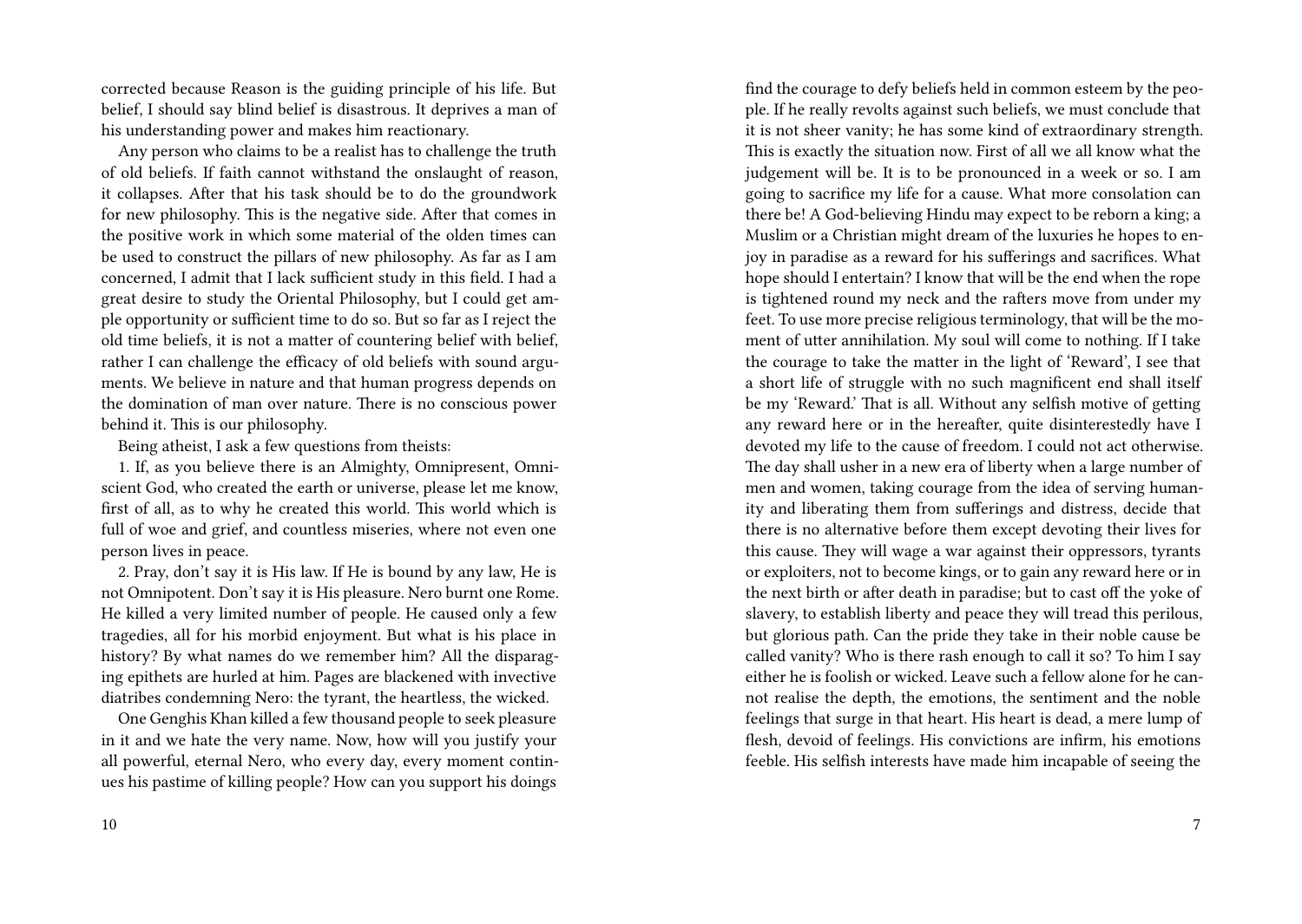corrected because Reason is the guiding principle of his life. But belief, I should say blind belief is disastrous. It deprives a man of his understanding power and makes him reactionary.

Any person who claims to be a realist has to challenge the truth of old beliefs. If faith cannot withstand the onslaught of reason, it collapses. After that his task should be to do the groundwork for new philosophy. This is the negative side. After that comes in the positive work in which some material of the olden times can be used to construct the pillars of new philosophy. As far as I am concerned, I admit that I lack sufficient study in this field. I had a great desire to study the Oriental Philosophy, but I could get ample opportunity or sufficient time to do so. But so far as I reject the old time beliefs, it is not a matter of countering belief with belief, rather I can challenge the efficacy of old beliefs with sound arguments. We believe in nature and that human progress depends on the domination of man over nature. There is no conscious power behind it. This is our philosophy.

Being atheist, I ask a few questions from theists:

1. If, as you believe there is an Almighty, Omnipresent, Omniscient God, who created the earth or universe, please let me know, first of all, as to why he created this world. This world which is full of woe and grief, and countless miseries, where not even one person lives in peace.

2. Pray, don't say it is His law. If He is bound by any law, He is not Omnipotent. Don't say it is His pleasure. Nero burnt one Rome. He killed a very limited number of people. He caused only a few tragedies, all for his morbid enjoyment. But what is his place in history? By what names do we remember him? All the disparaging epithets are hurled at him. Pages are blackened with invective diatribes condemning Nero: the tyrant, the heartless, the wicked.

One Genghis Khan killed a few thousand people to seek pleasure in it and we hate the very name. Now, how will you justify your all powerful, eternal Nero, who every day, every moment continues his pastime of killing people? How can you support his doings

find the courage to defy beliefs held in common esteem by the people. If he really revolts against such beliefs, we must conclude that it is not sheer vanity; he has some kind of extraordinary strength. This is exactly the situation now. First of all we all know what the judgement will be. It is to be pronounced in a week or so. I am going to sacrifice my life for a cause. What more consolation can there be! A God-believing Hindu may expect to be reborn a king; a Muslim or a Christian might dream of the luxuries he hopes to enjoy in paradise as a reward for his sufferings and sacrifices. What hope should I entertain? I know that will be the end when the rope is tightened round my neck and the rafters move from under my feet. To use more precise religious terminology, that will be the moment of utter annihilation. My soul will come to nothing. If I take the courage to take the matter in the light of 'Reward', I see that a short life of struggle with no such magnificent end shall itself be my 'Reward.' That is all. Without any selfish motive of getting any reward here or in the hereafter, quite disinterestedly have I devoted my life to the cause of freedom. I could not act otherwise. The day shall usher in a new era of liberty when a large number of men and women, taking courage from the idea of serving humanity and liberating them from sufferings and distress, decide that there is no alternative before them except devoting their lives for this cause. They will wage a war against their oppressors, tyrants or exploiters, not to become kings, or to gain any reward here or in the next birth or after death in paradise; but to cast off the yoke of slavery, to establish liberty and peace they will tread this perilous, but glorious path. Can the pride they take in their noble cause be called vanity? Who is there rash enough to call it so? To him I say either he is foolish or wicked. Leave such a fellow alone for he cannot realise the depth, the emotions, the sentiment and the noble feelings that surge in that heart. His heart is dead, a mere lump of flesh, devoid of feelings. His convictions are infirm, his emotions feeble. His selfish interests have made him incapable of seeing the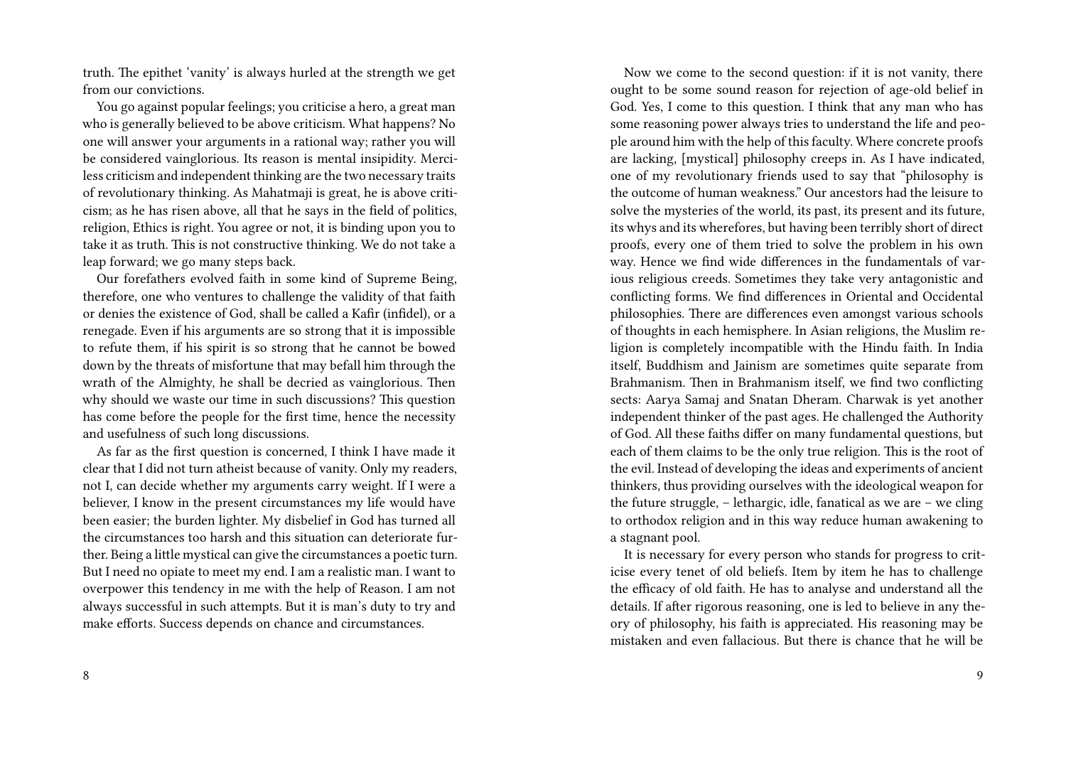truth. The epithet 'vanity' is always hurled at the strength we get from our convictions.

You go against popular feelings; you criticise a hero, a great man who is generally believed to be above criticism. What happens? No one will answer your arguments in a rational way; rather you will be considered vainglorious. Its reason is mental insipidity. Merciless criticism and independent thinking are the two necessary traits of revolutionary thinking. As Mahatmaji is great, he is above criticism; as he has risen above, all that he says in the field of politics, religion, Ethics is right. You agree or not, it is binding upon you to take it as truth. This is not constructive thinking. We do not take a leap forward; we go many steps back.

Our forefathers evolved faith in some kind of Supreme Being, therefore, one who ventures to challenge the validity of that faith or denies the existence of God, shall be called a Kafir (infidel), or a renegade. Even if his arguments are so strong that it is impossible to refute them, if his spirit is so strong that he cannot be bowed down by the threats of misfortune that may befall him through the wrath of the Almighty, he shall be decried as vainglorious. Then why should we waste our time in such discussions? This question has come before the people for the first time, hence the necessity and usefulness of such long discussions.

As far as the first question is concerned, I think I have made it clear that I did not turn atheist because of vanity. Only my readers, not I, can decide whether my arguments carry weight. If I were a believer, I know in the present circumstances my life would have been easier; the burden lighter. My disbelief in God has turned all the circumstances too harsh and this situation can deteriorate further. Being a little mystical can give the circumstances a poetic turn. But I need no opiate to meet my end. I am a realistic man. I want to overpower this tendency in me with the help of Reason. I am not always successful in such attempts. But it is man's duty to try and make efforts. Success depends on chance and circumstances.

Now we come to the second question: if it is not vanity, there ought to be some sound reason for rejection of age-old belief in God. Yes, I come to this question. I think that any man who has some reasoning power always tries to understand the life and people around him with the help of this faculty. Where concrete proofs are lacking, [mystical] philosophy creeps in. As I have indicated, one of my revolutionary friends used to say that "philosophy is the outcome of human weakness." Our ancestors had the leisure to solve the mysteries of the world, its past, its present and its future, its whys and its wherefores, but having been terribly short of direct proofs, every one of them tried to solve the problem in his own way. Hence we find wide differences in the fundamentals of various religious creeds. Sometimes they take very antagonistic and conflicting forms. We find differences in Oriental and Occidental philosophies. There are differences even amongst various schools of thoughts in each hemisphere. In Asian religions, the Muslim religion is completely incompatible with the Hindu faith. In India itself, Buddhism and Jainism are sometimes quite separate from Brahmanism. Then in Brahmanism itself, we find two conflicting sects: Aarya Samaj and Snatan Dheram. Charwak is yet another independent thinker of the past ages. He challenged the Authority of God. All these faiths differ on many fundamental questions, but each of them claims to be the only true religion. This is the root of the evil. Instead of developing the ideas and experiments of ancient thinkers, thus providing ourselves with the ideological weapon for the future struggle, – lethargic, idle, fanatical as we are – we cling to orthodox religion and in this way reduce human awakening to a stagnant pool.

It is necessary for every person who stands for progress to criticise every tenet of old beliefs. Item by item he has to challenge the efficacy of old faith. He has to analyse and understand all the details. If after rigorous reasoning, one is led to believe in any theory of philosophy, his faith is appreciated. His reasoning may be mistaken and even fallacious. But there is chance that he will be